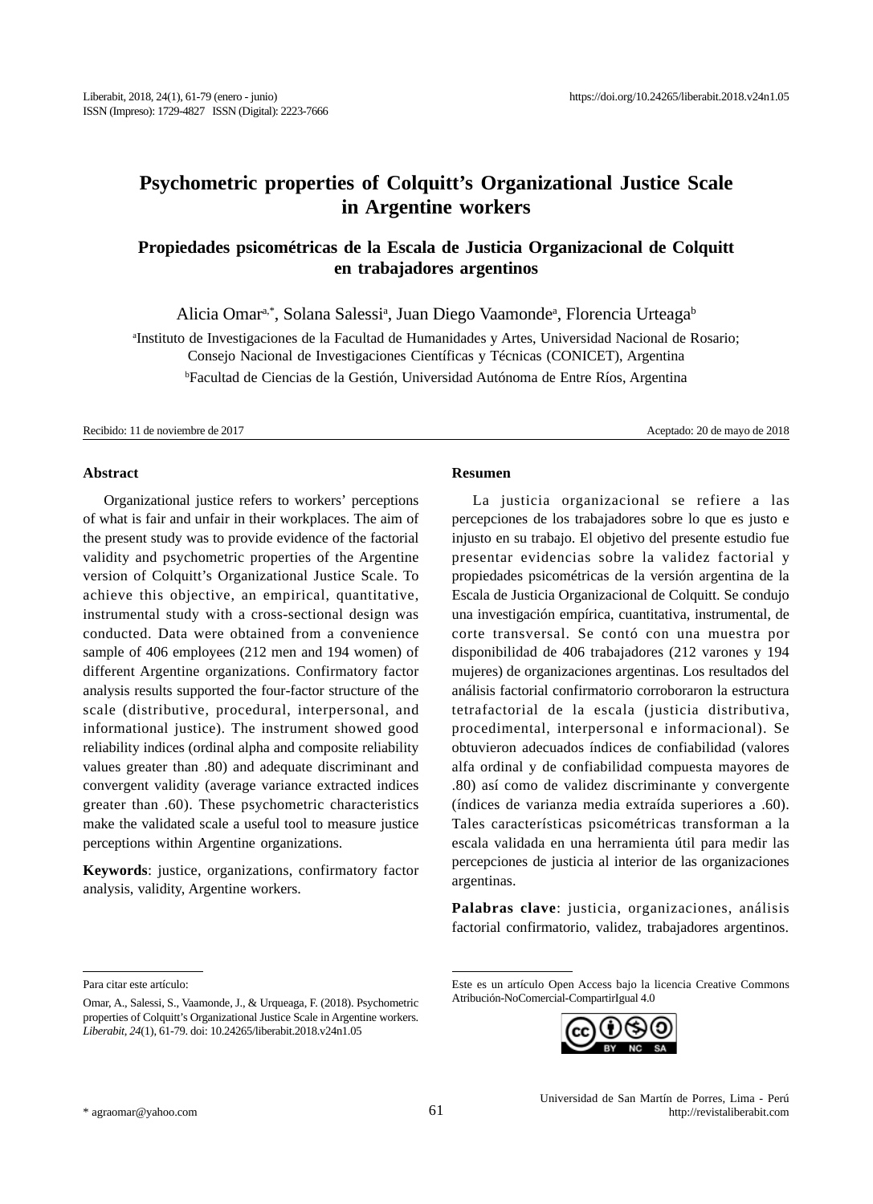Liberabit, 2018, 24(1), 61-79 (enero - junio)
ISSN (Impreso): 1729-4827 ISSN (Digital): 2223-7666

https://doi.org/10.24265/liberabit.2018.v24n1.05

# Psychometric properties of Colquitt's Organizational Justice Scale in Argentine workers

## Propiedades psicométricas de la Escala de Justicia Organizacional de Colquitt en trabajadores argentinos

Alicia Omar[a,*], Solana Salessi[a], Juan Diego Vaamonde[a], Florencia Urteaga[b]

[a]Instituto de Investigaciones de la Facultad de Humanidades y Artes, Universidad Nacional de Rosario; Consejo Nacional de Investigaciones Científicas y Técnicas (CONICET), Argentina

[b]Facultad de Ciencias de la Gestión, Universidad Autónoma de Entre Ríos, Argentina

Recibido: 11 de noviembre de 2017 | Aceptado: 20 de mayo de 2018

### Abstract

Organizational justice refers to workers' perceptions of what is fair and unfair in their workplaces. The aim of the present study was to provide evidence of the factorial validity and psychometric properties of the Argentine version of Colquitt's Organizational Justice Scale. To achieve this objective, an empirical, quantitative, instrumental study with a cross-sectional design was conducted. Data were obtained from a convenience sample of 406 employees (212 men and 194 women) of different Argentine organizations. Confirmatory factor analysis results supported the four-factor structure of the scale (distributive, procedural, interpersonal, and informational justice). The instrument showed good reliability indices (ordinal alpha and composite reliability values greater than .80) and adequate discriminant and convergent validity (average variance extracted indices greater than .60). These psychometric characteristics make the validated scale a useful tool to measure justice perceptions within Argentine organizations.

**Keywords**: justice, organizations, confirmatory factor analysis, validity, Argentine workers.

### Resumen

La justicia organizacional se refiere a las percepciones de los trabajadores sobre lo que es justo e injusto en su trabajo. El objetivo del presente estudio fue presentar evidencias sobre la validez factorial y propiedades psicométricas de la versión argentina de la Escala de Justicia Organizacional de Colquitt. Se condujo una investigación empírica, cuantitativa, instrumental, de corte transversal. Se contó con una muestra por disponibilidad de 406 trabajadores (212 varones y 194 mujeres) de organizaciones argentinas. Los resultados del análisis factorial confirmatorio corroboraron la estructura tetrafactorial de la escala (justicia distributiva, procedimental, interpersonal e informacional). Se obtuvieron adecuados índices de confiabilidad (valores alfa ordinal y de confiabilidad compuesta mayores de .80) así como de validez discriminante y convergente (índices de varianza media extraída superiores a .60). Tales características psicométricas transforman a la escala validada en una herramienta útil para medir las percepciones de justicia al interior de las organizaciones argentinas.

**Palabras clave**: justicia, organizaciones, análisis factorial confirmatorio, validez, trabajadores argentinos.

---

Para citar este artículo:

Omar, A., Salessi, S., Vaamonde, J., & Urqueaga, F. (2018). Psychometric properties of Colquitt's Organizational Justice Scale in Argentine workers. *Liberabit, 24*(1), 61-79. doi: 10.24265/liberabit.2018.v24n1.05

Este es un artículo Open Access bajo la licencia Creative Commons Atribución-NoComercial-CompartirIgual 4.0

\* agraomar@yahoo.com

Universidad de San Martín de Porres, Lima - Perú
http://revistaliberabit.com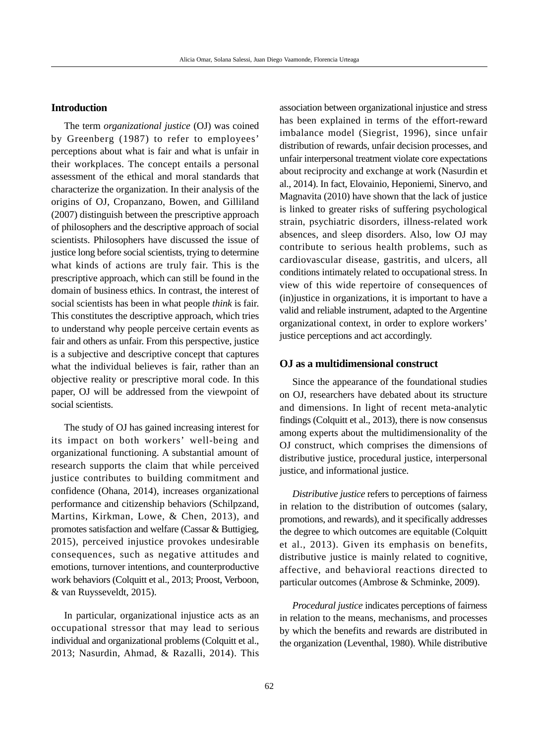## Introduction

The term *organizational justice* (OJ) was coined by Greenberg (1987) to refer to employees' perceptions about what is fair and what is unfair in their workplaces. The concept entails a personal assessment of the ethical and moral standards that characterize the organization. In their analysis of the origins of OJ, Cropanzano, Bowen, and Gilliland (2007) distinguish between the prescriptive approach of philosophers and the descriptive approach of social scientists. Philosophers have discussed the issue of justice long before social scientists, trying to determine what kinds of actions are truly fair. This is the prescriptive approach, which can still be found in the domain of business ethics. In contrast, the interest of social scientists has been in what people *think* is fair. This constitutes the descriptive approach, which tries to understand why people perceive certain events as fair and others as unfair. From this perspective, justice is a subjective and descriptive concept that captures what the individual believes is fair, rather than an objective reality or prescriptive moral code. In this paper, OJ will be addressed from the viewpoint of social scientists.

The study of OJ has gained increasing interest for its impact on both workers' well-being and organizational functioning. A substantial amount of research supports the claim that while perceived justice contributes to building commitment and confidence (Ohana, 2014), increases organizational performance and citizenship behaviors (Schilpzand, Martins, Kirkman, Lowe, & Chen, 2013), and promotes satisfaction and welfare (Cassar & Buttigieg, 2015), perceived injustice provokes undesirable consequences, such as negative attitudes and emotions, turnover intentions, and counterproductive work behaviors (Colquitt et al., 2013; Proost, Verboon, & van Ruysseveldt, 2015).

In particular, organizational injustice acts as an occupational stressor that may lead to serious individual and organizational problems (Colquitt et al., 2013; Nasurdin, Ahmad, & Razalli, 2014). This association between organizational injustice and stress has been explained in terms of the effort-reward imbalance model (Siegrist, 1996), since unfair distribution of rewards, unfair decision processes, and unfair interpersonal treatment violate core expectations about reciprocity and exchange at work (Nasurdin et al., 2014). In fact, Elovainio, Heponiemi, Sinervo, and Magnavita (2010) have shown that the lack of justice is linked to greater risks of suffering psychological strain, psychiatric disorders, illness-related work absences, and sleep disorders. Also, low OJ may contribute to serious health problems, such as cardiovascular disease, gastritis, and ulcers, all conditions intimately related to occupational stress. In view of this wide repertoire of consequences of (in)justice in organizations, it is important to have a valid and reliable instrument, adapted to the Argentine organizational context, in order to explore workers' justice perceptions and act accordingly.

## OJ as a multidimensional construct

Since the appearance of the foundational studies on OJ, researchers have debated about its structure and dimensions. In light of recent meta-analytic findings (Colquitt et al., 2013), there is now consensus among experts about the multidimensionality of the OJ construct, which comprises the dimensions of distributive justice, procedural justice, interpersonal justice, and informational justice.

*Distributive justice* refers to perceptions of fairness in relation to the distribution of outcomes (salary, promotions, and rewards), and it specifically addresses the degree to which outcomes are equitable (Colquitt et al., 2013). Given its emphasis on benefits, distributive justice is mainly related to cognitive, affective, and behavioral reactions directed to particular outcomes (Ambrose & Schminke, 2009).

*Procedural justice* indicates perceptions of fairness in relation to the means, mechanisms, and processes by which the benefits and rewards are distributed in the organization (Leventhal, 1980). While distributive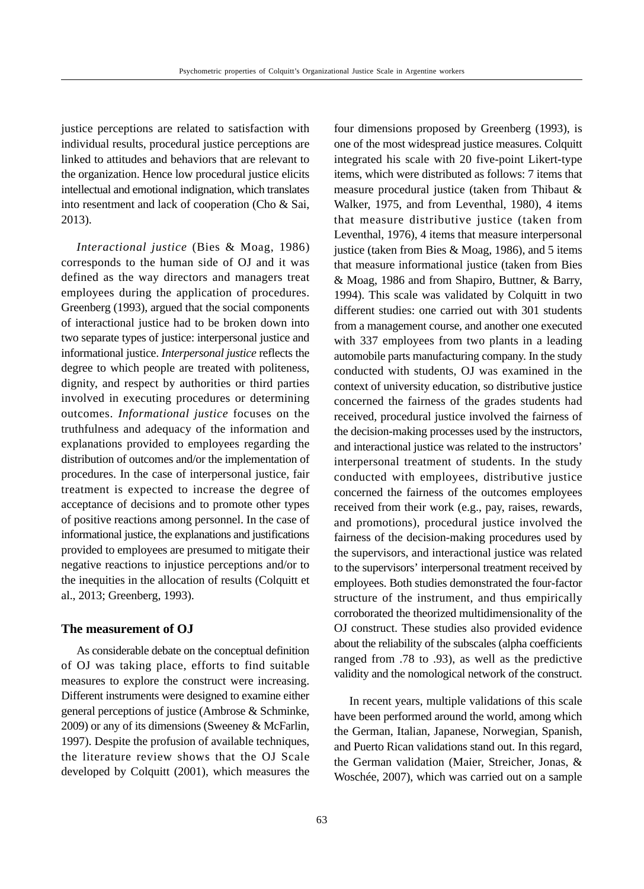justice perceptions are related to satisfaction with individual results, procedural justice perceptions are linked to attitudes and behaviors that are relevant to the organization. Hence low procedural justice elicits intellectual and emotional indignation, which translates into resentment and lack of cooperation (Cho & Sai, 2013).

*Interactional justice* (Bies & Moag, 1986) corresponds to the human side of OJ and it was defined as the way directors and managers treat employees during the application of procedures. Greenberg (1993), argued that the social components of interactional justice had to be broken down into two separate types of justice: interpersonal justice and informational justice. *Interpersonal justice* reflects the degree to which people are treated with politeness, dignity, and respect by authorities or third parties involved in executing procedures or determining outcomes. *Informational justice* focuses on the truthfulness and adequacy of the information and explanations provided to employees regarding the distribution of outcomes and/or the implementation of procedures. In the case of interpersonal justice, fair treatment is expected to increase the degree of acceptance of decisions and to promote other types of positive reactions among personnel. In the case of informational justice, the explanations and justifications provided to employees are presumed to mitigate their negative reactions to injustice perceptions and/or to the inequities in the allocation of results (Colquitt et al., 2013; Greenberg, 1993).

## The measurement of OJ

As considerable debate on the conceptual definition of OJ was taking place, efforts to find suitable measures to explore the construct were increasing. Different instruments were designed to examine either general perceptions of justice (Ambrose & Schminke, 2009) or any of its dimensions (Sweeney & McFarlin, 1997). Despite the profusion of available techniques, the literature review shows that the OJ Scale developed by Colquitt (2001), which measures the four dimensions proposed by Greenberg (1993), is one of the most widespread justice measures. Colquitt integrated his scale with 20 five-point Likert-type items, which were distributed as follows: 7 items that measure procedural justice (taken from Thibaut & Walker, 1975, and from Leventhal, 1980), 4 items that measure distributive justice (taken from Leventhal, 1976), 4 items that measure interpersonal justice (taken from Bies & Moag, 1986), and 5 items that measure informational justice (taken from Bies & Moag, 1986 and from Shapiro, Buttner, & Barry, 1994). This scale was validated by Colquitt in two different studies: one carried out with 301 students from a management course, and another one executed with 337 employees from two plants in a leading automobile parts manufacturing company. In the study conducted with students, OJ was examined in the context of university education, so distributive justice concerned the fairness of the grades students had received, procedural justice involved the fairness of the decision-making processes used by the instructors, and interactional justice was related to the instructors' interpersonal treatment of students. In the study conducted with employees, distributive justice concerned the fairness of the outcomes employees received from their work (e.g., pay, raises, rewards, and promotions), procedural justice involved the fairness of the decision-making procedures used by the supervisors, and interactional justice was related to the supervisors' interpersonal treatment received by employees. Both studies demonstrated the four-factor structure of the instrument, and thus empirically corroborated the theorized multidimensionality of the OJ construct. These studies also provided evidence about the reliability of the subscales (alpha coefficients ranged from .78 to .93), as well as the predictive validity and the nomological network of the construct.

In recent years, multiple validations of this scale have been performed around the world, among which the German, Italian, Japanese, Norwegian, Spanish, and Puerto Rican validations stand out. In this regard, the German validation (Maier, Streicher, Jonas, & Woschée, 2007), which was carried out on a sample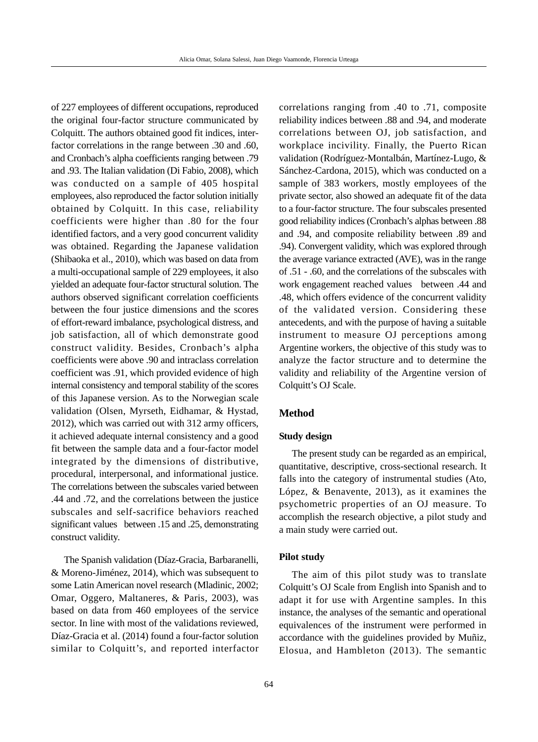of 227 employees of different occupations, reproduced the original four-factor structure communicated by Colquitt. The authors obtained good fit indices, inter-factor correlations in the range between .30 and .60, and Cronbach's alpha coefficients ranging between .79 and .93. The Italian validation (Di Fabio, 2008), which was conducted on a sample of 405 hospital employees, also reproduced the factor solution initially obtained by Colquitt. In this case, reliability coefficients were higher than .80 for the four identified factors, and a very good concurrent validity was obtained. Regarding the Japanese validation (Shibaoka et al., 2010), which was based on data from a multi-occupational sample of 229 employees, it also yielded an adequate four-factor structural solution. The authors observed significant correlation coefficients between the four justice dimensions and the scores of effort-reward imbalance, psychological distress, and job satisfaction, all of which demonstrate good construct validity. Besides, Cronbach's alpha coefficients were above .90 and intraclass correlation coefficient was .91, which provided evidence of high internal consistency and temporal stability of the scores of this Japanese version. As to the Norwegian scale validation (Olsen, Myrseth, Eidhamar, & Hystad, 2012), which was carried out with 312 army officers, it achieved adequate internal consistency and a good fit between the sample data and a four-factor model integrated by the dimensions of distributive, procedural, interpersonal, and informational justice. The correlations between the subscales varied between .44 and .72, and the correlations between the justice subscales and self-sacrifice behaviors reached significant values between .15 and .25, demonstrating construct validity.

The Spanish validation (Díaz-Gracia, Barbaranelli, & Moreno-Jiménez, 2014), which was subsequent to some Latin American novel research (Mladinic, 2002; Omar, Oggero, Maltaneres, & Paris, 2003), was based on data from 460 employees of the service sector. In line with most of the validations reviewed, Díaz-Gracia et al. (2014) found a four-factor solution similar to Colquitt's, and reported interfactor correlations ranging from .40 to .71, composite reliability indices between .88 and .94, and moderate correlations between OJ, job satisfaction, and workplace incivility. Finally, the Puerto Rican validation (Rodríguez-Montalbán, Martínez-Lugo, & Sánchez-Cardona, 2015), which was conducted on a sample of 383 workers, mostly employees of the private sector, also showed an adequate fit of the data to a four-factor structure. The four subscales presented good reliability indices (Cronbach's alphas between .88 and .94, and composite reliability between .89 and .94). Convergent validity, which was explored through the average variance extracted (AVE), was in the range of .51 - .60, and the correlations of the subscales with work engagement reached values between .44 and .48, which offers evidence of the concurrent validity of the validated version. Considering these antecedents, and with the purpose of having a suitable instrument to measure OJ perceptions among Argentine workers, the objective of this study was to analyze the factor structure and to determine the validity and reliability of the Argentine version of Colquitt's OJ Scale.

## Method

### Study design

The present study can be regarded as an empirical, quantitative, descriptive, cross-sectional research. It falls into the category of instrumental studies (Ato, López, & Benavente, 2013), as it examines the psychometric properties of an OJ measure. To accomplish the research objective, a pilot study and a main study were carried out.

### Pilot study

The aim of this pilot study was to translate Colquitt's OJ Scale from English into Spanish and to adapt it for use with Argentine samples. In this instance, the analyses of the semantic and operational equivalences of the instrument were performed in accordance with the guidelines provided by Muñiz, Elosua, and Hambleton (2013). The semantic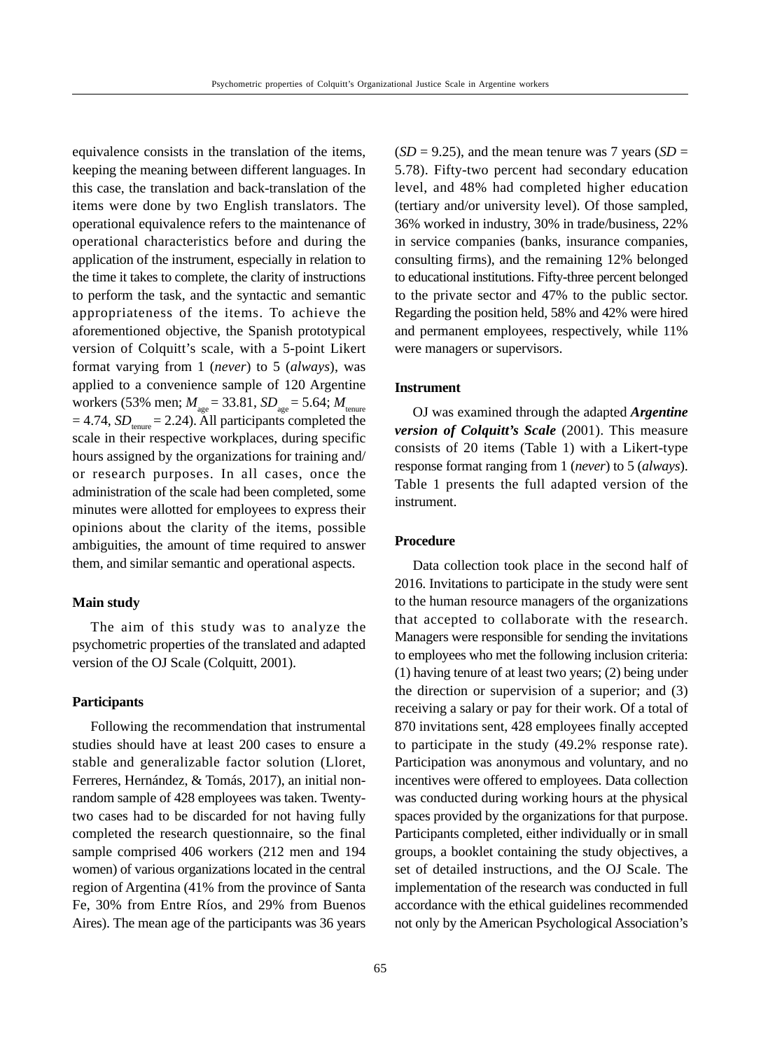equivalence consists in the translation of the items, keeping the meaning between different languages. In this case, the translation and back-translation of the items were done by two English translators. The operational equivalence refers to the maintenance of operational characteristics before and during the application of the instrument, especially in relation to the time it takes to complete, the clarity of instructions to perform the task, and the syntactic and semantic appropriateness of the items. To achieve the aforementioned objective, the Spanish prototypical version of Colquitt's scale, with a 5-point Likert format varying from 1 (*never*) to 5 (*always*), was applied to a convenience sample of 120 Argentine workers (53% men; $M_{age} = 33.81$, $SD_{age} = 5.64$; $M_{tenure} = 4.74$, $SD_{tenure} = 2.24$). All participants completed the scale in their respective workplaces, during specific hours assigned by the organizations for training and/or research purposes. In all cases, once the administration of the scale had been completed, some minutes were allotted for employees to express their opinions about the clarity of the items, possible ambiguities, the amount of time required to answer them, and similar semantic and operational aspects.

### Main study

The aim of this study was to analyze the psychometric properties of the translated and adapted version of the OJ Scale (Colquitt, 2001).

#### Participants

Following the recommendation that instrumental studies should have at least 200 cases to ensure a stable and generalizable factor solution (Lloret, Ferreres, Hernández, & Tomás, 2017), an initial non-random sample of 428 employees was taken. Twenty-two cases had to be discarded for not having fully completed the research questionnaire, so the final sample comprised 406 workers (212 men and 194 women) of various organizations located in the central region of Argentina (41% from the province of Santa Fe, 30% from Entre Ríos, and 29% from Buenos Aires). The mean age of the participants was 36 years ($SD = 9.25$), and the mean tenure was 7 years ($SD = 5.78$). Fifty-two percent had secondary education level, and 48% had completed higher education (tertiary and/or university level). Of those sampled, 36% worked in industry, 30% in trade/business, 22% in service companies (banks, insurance companies, consulting firms), and the remaining 12% belonged to educational institutions. Fifty-three percent belonged to the private sector and 47% to the public sector. Regarding the position held, 58% and 42% were hired and permanent employees, respectively, while 11% were managers or supervisors.

#### Instrument

OJ was examined through the adapted ***Argentine version of Colquitt's Scale*** (2001). This measure consists of 20 items (Table 1) with a Likert-type response format ranging from 1 (*never*) to 5 (*always*). Table 1 presents the full adapted version of the instrument.

#### Procedure

Data collection took place in the second half of 2016. Invitations to participate in the study were sent to the human resource managers of the organizations that accepted to collaborate with the research. Managers were responsible for sending the invitations to employees who met the following inclusion criteria: (1) having tenure of at least two years; (2) being under the direction or supervision of a superior; and (3) receiving a salary or pay for their work. Of a total of 870 invitations sent, 428 employees finally accepted to participate in the study (49.2% response rate). Participation was anonymous and voluntary, and no incentives were offered to employees. Data collection was conducted during working hours at the physical spaces provided by the organizations for that purpose. Participants completed, either individually or in small groups, a booklet containing the study objectives, a set of detailed instructions, and the OJ Scale. The implementation of the research was conducted in full accordance with the ethical guidelines recommended not only by the American Psychological Association's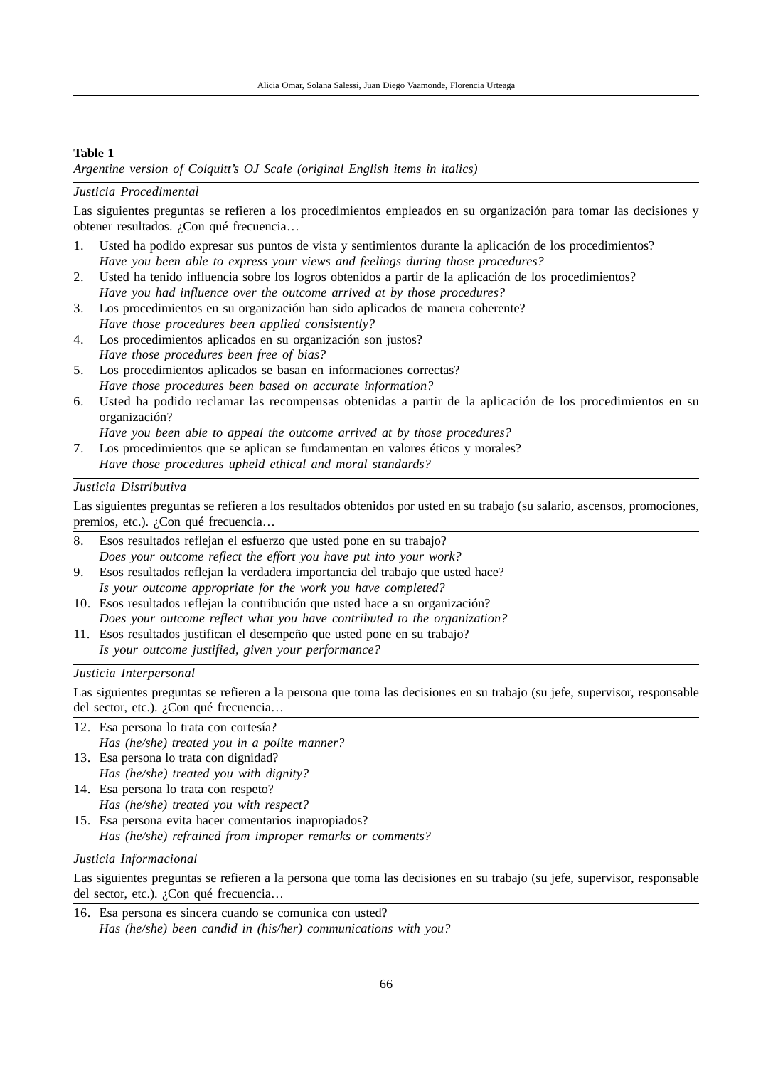**Table 1**

*Argentine version of Colquitt's OJ Scale (original English items in italics)*

*Justicia Procedimental*

Las siguientes preguntas se refieren a los procedimientos empleados en su organización para tomar las decisiones y obtener resultados. ¿Con qué frecuencia…

1. Usted ha podido expresar sus puntos de vista y sentimientos durante la aplicación de los procedimientos?
   *Have you been able to express your views and feelings during those procedures?*
2. Usted ha tenido influencia sobre los logros obtenidos a partir de la aplicación de los procedimientos?
   *Have you had influence over the outcome arrived at by those procedures?*
3. Los procedimientos en su organización han sido aplicados de manera coherente?
   *Have those procedures been applied consistently?*
4. Los procedimientos aplicados en su organización son justos?
   *Have those procedures been free of bias?*
5. Los procedimientos aplicados se basan en informaciones correctas?
   *Have those procedures been based on accurate information?*
6. Usted ha podido reclamar las recompensas obtenidas a partir de la aplicación de los procedimientos en su organización?
   *Have you been able to appeal the outcome arrived at by those procedures?*
7. Los procedimientos que se aplican se fundamentan en valores éticos y morales?
   *Have those procedures upheld ethical and moral standards?*

*Justicia Distributiva*

Las siguientes preguntas se refieren a los resultados obtenidos por usted en su trabajo (su salario, ascensos, promociones, premios, etc.). ¿Con qué frecuencia…

8. Esos resultados reflejan el esfuerzo que usted pone en su trabajo?
   *Does your outcome reflect the effort you have put into your work?*
9. Esos resultados reflejan la verdadera importancia del trabajo que usted hace?
   *Is your outcome appropriate for the work you have completed?*
10. Esos resultados reflejan la contribución que usted hace a su organización?
    *Does your outcome reflect what you have contributed to the organization?*
11. Esos resultados justifican el desempeño que usted pone en su trabajo?
    *Is your outcome justified, given your performance?*

*Justicia Interpersonal*

Las siguientes preguntas se refieren a la persona que toma las decisiones en su trabajo (su jefe, supervisor, responsable del sector, etc.). ¿Con qué frecuencia…

12. Esa persona lo trata con cortesía?
    *Has (he/she) treated you in a polite manner?*
13. Esa persona lo trata con dignidad?
    *Has (he/she) treated you with dignity?*
14. Esa persona lo trata con respeto?
    *Has (he/she) treated you with respect?*
15. Esa persona evita hacer comentarios inapropiados?
    *Has (he/she) refrained from improper remarks or comments?*

*Justicia Informacional*

Las siguientes preguntas se refieren a la persona que toma las decisiones en su trabajo (su jefe, supervisor, responsable del sector, etc.). ¿Con qué frecuencia…

16. Esa persona es sincera cuando se comunica con usted?
    *Has (he/she) been candid in (his/her) communications with you?*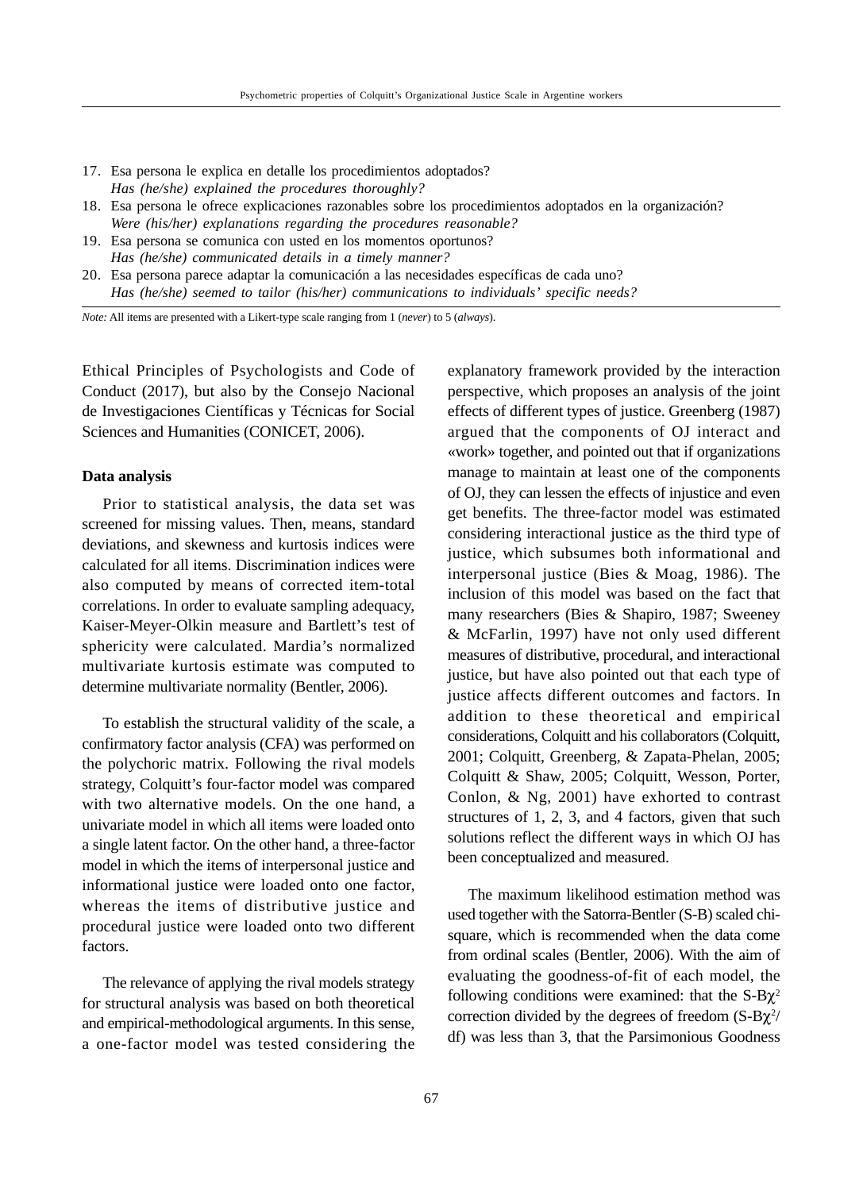17. Esa persona le explica en detalle los procedimientos adoptados?
    *Has (he/she) explained the procedures thoroughly?*
18. Esa persona le ofrece explicaciones razonables sobre los procedimientos adoptados en la organización?
    *Were (his/her) explanations regarding the procedures reasonable?*
19. Esa persona se comunica con usted en los momentos oportunos?
    *Has (he/she) communicated details in a timely manner?*
20. Esa persona parece adaptar la comunicación a las necesidades específicas de cada uno?
    *Has (he/she) seemed to tailor (his/her) communications to individuals' specific needs?*

*Note:* All items are presented with a Likert-type scale ranging from 1 (*never*) to 5 (*always*).

Ethical Principles of Psychologists and Code of Conduct (2017), but also by the Consejo Nacional de Investigaciones Científicas y Técnicas for Social Sciences and Humanities (CONICET, 2006).

**Data analysis**

Prior to statistical analysis, the data set was screened for missing values. Then, means, standard deviations, and skewness and kurtosis indices were calculated for all items. Discrimination indices were also computed by means of corrected item-total correlations. In order to evaluate sampling adequacy, Kaiser-Meyer-Olkin measure and Bartlett's test of sphericity were calculated. Mardia's normalized multivariate kurtosis estimate was computed to determine multivariate normality (Bentler, 2006).

To establish the structural validity of the scale, a confirmatory factor analysis (CFA) was performed on the polychoric matrix. Following the rival models strategy, Colquitt's four-factor model was compared with two alternative models. On the one hand, a univariate model in which all items were loaded onto a single latent factor. On the other hand, a three-factor model in which the items of interpersonal justice and informational justice were loaded onto one factor, whereas the items of distributive justice and procedural justice were loaded onto two different factors.

The relevance of applying the rival models strategy for structural analysis was based on both theoretical and empirical-methodological arguments. In this sense, a one-factor model was tested considering the explanatory framework provided by the interaction perspective, which proposes an analysis of the joint effects of different types of justice. Greenberg (1987) argued that the components of OJ interact and «work» together, and pointed out that if organizations manage to maintain at least one of the components of OJ, they can lessen the effects of injustice and even get benefits. The three-factor model was estimated considering interactional justice as the third type of justice, which subsumes both informational and interpersonal justice (Bies & Moag, 1986). The inclusion of this model was based on the fact that many researchers (Bies & Shapiro, 1987; Sweeney & McFarlin, 1997) have not only used different measures of distributive, procedural, and interactional justice, but have also pointed out that each type of justice affects different outcomes and factors. In addition to these theoretical and empirical considerations, Colquitt and his collaborators (Colquitt, 2001; Colquitt, Greenberg, & Zapata-Phelan, 2005; Colquitt & Shaw, 2005; Colquitt, Wesson, Porter, Conlon, & Ng, 2001) have exhorted to contrast structures of 1, 2, 3, and 4 factors, given that such solutions reflect the different ways in which OJ has been conceptualized and measured.

The maximum likelihood estimation method was used together with the Satorra-Bentler (S-B) scaled chi-square, which is recommended when the data come from ordinal scales (Bentler, 2006). With the aim of evaluating the goodness-of-fit of each model, the following conditions were examined: that the S-B$\chi^2$ correction divided by the degrees of freedom (S-B$\chi^2$/df) was less than 3, that the Parsimonious Goodness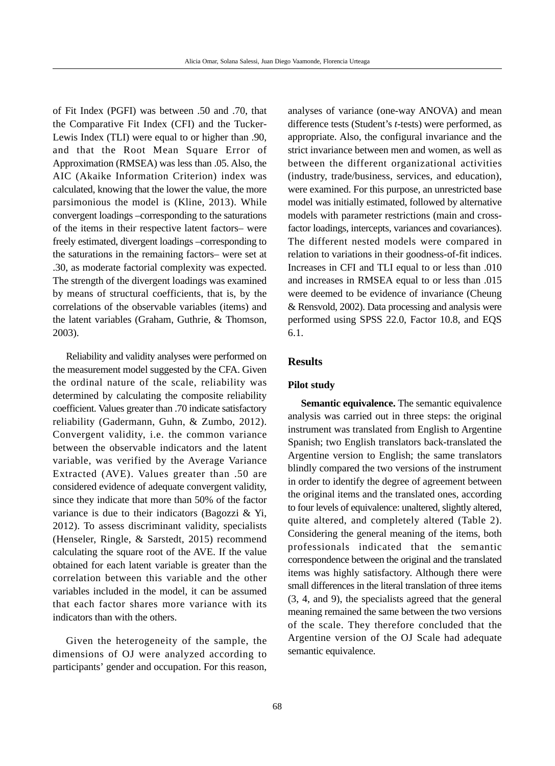of Fit Index (PGFI) was between .50 and .70, that the Comparative Fit Index (CFI) and the Tucker-Lewis Index (TLI) were equal to or higher than .90, and that the Root Mean Square Error of Approximation (RMSEA) was less than .05. Also, the AIC (Akaike Information Criterion) index was calculated, knowing that the lower the value, the more parsimonious the model is (Kline, 2013). While convergent loadings –corresponding to the saturations of the items in their respective latent factors– were freely estimated, divergent loadings –corresponding to the saturations in the remaining factors– were set at .30, as moderate factorial complexity was expected. The strength of the divergent loadings was examined by means of structural coefficients, that is, by the correlations of the observable variables (items) and the latent variables (Graham, Guthrie, & Thomson, 2003).

Reliability and validity analyses were performed on the measurement model suggested by the CFA. Given the ordinal nature of the scale, reliability was determined by calculating the composite reliability coefficient. Values greater than .70 indicate satisfactory reliability (Gadermann, Guhn, & Zumbo, 2012). Convergent validity, i.e. the common variance between the observable indicators and the latent variable, was verified by the Average Variance Extracted (AVE). Values greater than .50 are considered evidence of adequate convergent validity, since they indicate that more than 50% of the factor variance is due to their indicators (Bagozzi & Yi, 2012). To assess discriminant validity, specialists (Henseler, Ringle, & Sarstedt, 2015) recommend calculating the square root of the AVE. If the value obtained for each latent variable is greater than the correlation between this variable and the other variables included in the model, it can be assumed that each factor shares more variance with its indicators than with the others.

Given the heterogeneity of the sample, the dimensions of OJ were analyzed according to participants' gender and occupation. For this reason, analyses of variance (one-way ANOVA) and mean difference tests (Student's *t*-tests) were performed, as appropriate. Also, the configural invariance and the strict invariance between men and women, as well as between the different organizational activities (industry, trade/business, services, and education), were examined. For this purpose, an unrestricted base model was initially estimated, followed by alternative models with parameter restrictions (main and cross-factor loadings, intercepts, variances and covariances). The different nested models were compared in relation to variations in their goodness-of-fit indices. Increases in CFI and TLI equal to or less than .010 and increases in RMSEA equal to or less than .015 were deemed to be evidence of invariance (Cheung & Rensvold, 2002). Data processing and analysis were performed using SPSS 22.0, Factor 10.8, and EQS 6.1.

## Results

### Pilot study

**Semantic equivalence.** The semantic equivalence analysis was carried out in three steps: the original instrument was translated from English to Argentine Spanish; two English translators back-translated the Argentine version to English; the same translators blindly compared the two versions of the instrument in order to identify the degree of agreement between the original items and the translated ones, according to four levels of equivalence: unaltered, slightly altered, quite altered, and completely altered (Table 2). Considering the general meaning of the items, both professionals indicated that the semantic correspondence between the original and the translated items was highly satisfactory. Although there were small differences in the literal translation of three items (3, 4, and 9), the specialists agreed that the general meaning remained the same between the two versions of the scale. They therefore concluded that the Argentine version of the OJ Scale had adequate semantic equivalence.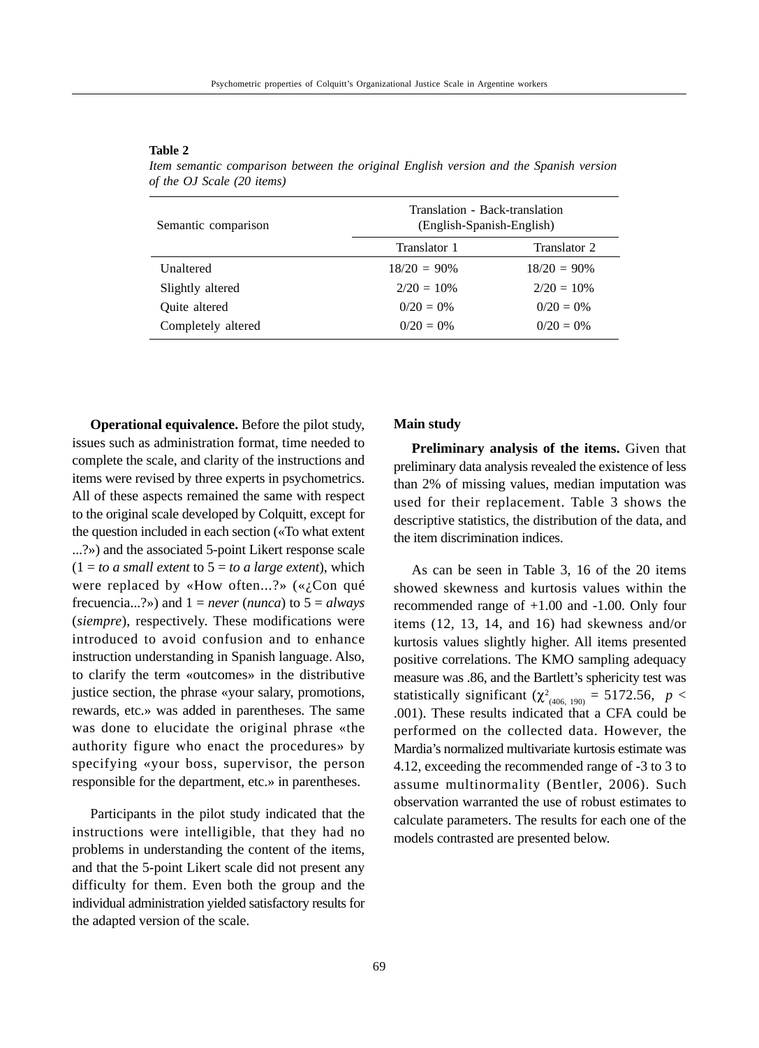**Table 2**

*Item semantic comparison between the original English version and the Spanish version of the OJ Scale (20 items)*

| Semantic comparison | Translation - Back-translation (English-Spanish-English) | |
|---|---|---|
| | Translator 1 | Translator 2 |
| Unaltered | 18/20 = 90% | 18/20 = 90% |
| Slightly altered | 2/20 = 10% | 2/20 = 10% |
| Quite altered | 0/20 = 0% | 0/20 = 0% |
| Completely altered | 0/20 = 0% | 0/20 = 0% |

**Operational equivalence.** Before the pilot study, issues such as administration format, time needed to complete the scale, and clarity of the instructions and items were revised by three experts in psychometrics. All of these aspects remained the same with respect to the original scale developed by Colquitt, except for the question included in each section («To what extent ...?») and the associated 5-point Likert response scale (1 = *to a small extent* to 5 = *to a large extent*), which were replaced by «How often...?» («¿Con qué frecuencia...?») and 1 = *never* (*nunca*) to 5 = *always* (*siempre*), respectively. These modifications were introduced to avoid confusion and to enhance instruction understanding in Spanish language. Also, to clarify the term «outcomes» in the distributive justice section, the phrase «your salary, promotions, rewards, etc.» was added in parentheses. The same was done to elucidate the original phrase «the authority figure who enact the procedures» by specifying «your boss, supervisor, the person responsible for the department, etc.» in parentheses.

Participants in the pilot study indicated that the instructions were intelligible, that they had no problems in understanding the content of the items, and that the 5-point Likert scale did not present any difficulty for them. Even both the group and the individual administration yielded satisfactory results for the adapted version of the scale.

### Main study

**Preliminary analysis of the items.** Given that preliminary data analysis revealed the existence of less than 2% of missing values, median imputation was used for their replacement. Table 3 shows the descriptive statistics, the distribution of the data, and the item discrimination indices.

As can be seen in Table 3, 16 of the 20 items showed skewness and kurtosis values within the recommended range of +1.00 and -1.00. Only four items (12, 13, 14, and 16) had skewness and/or kurtosis values slightly higher. All items presented positive correlations. The KMO sampling adequacy measure was .86, and the Bartlett's sphericity test was statistically significant ($\chi^2_{(406, 190)} = 5172.56$, $p < .001$). These results indicated that a CFA could be performed on the collected data. However, the Mardia's normalized multivariate kurtosis estimate was 4.12, exceeding the recommended range of -3 to 3 to assume multinormality (Bentler, 2006). Such observation warranted the use of robust estimates to calculate parameters. The results for each one of the models contrasted are presented below.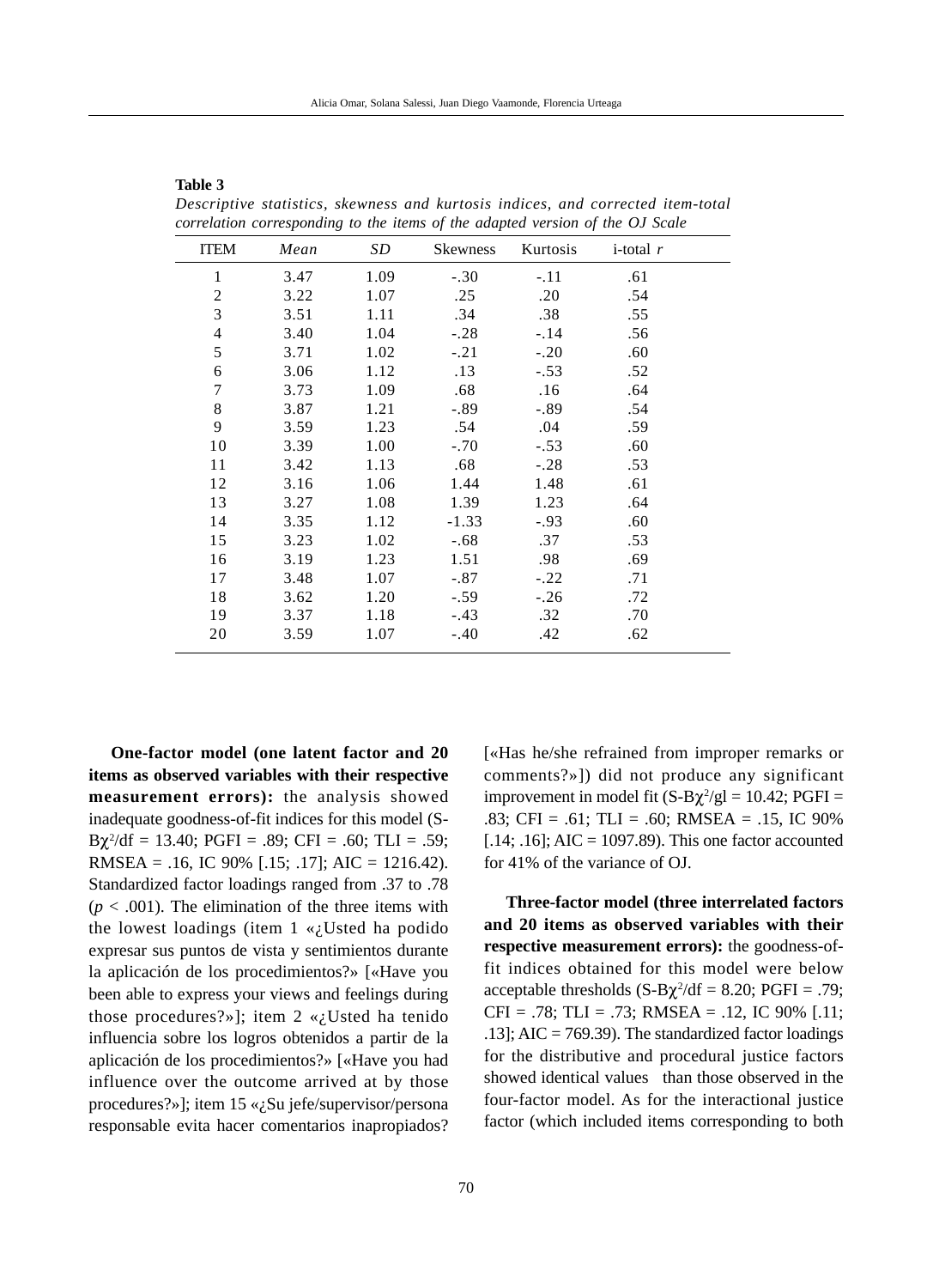**Table 3**

*Descriptive statistics, skewness and kurtosis indices, and corrected item-total correlation corresponding to the items of the adapted version of the OJ Scale*

| ITEM | *Mean* | *SD* | Skewness | Kurtosis | i-total *r* |
|---|---|---|---|---|---|
| 1 | 3.47 | 1.09 | -.30 | -.11 | .61 |
| 2 | 3.22 | 1.07 | .25 | .20 | .54 |
| 3 | 3.51 | 1.11 | .34 | .38 | .55 |
| 4 | 3.40 | 1.04 | -.28 | -.14 | .56 |
| 5 | 3.71 | 1.02 | -.21 | -.20 | .60 |
| 6 | 3.06 | 1.12 | .13 | -.53 | .52 |
| 7 | 3.73 | 1.09 | .68 | .16 | .64 |
| 8 | 3.87 | 1.21 | -.89 | -.89 | .54 |
| 9 | 3.59 | 1.23 | .54 | .04 | .59 |
| 10 | 3.39 | 1.00 | -.70 | -.53 | .60 |
| 11 | 3.42 | 1.13 | .68 | -.28 | .53 |
| 12 | 3.16 | 1.06 | 1.44 | 1.48 | .61 |
| 13 | 3.27 | 1.08 | 1.39 | 1.23 | .64 |
| 14 | 3.35 | 1.12 | -1.33 | -.93 | .60 |
| 15 | 3.23 | 1.02 | -.68 | .37 | .53 |
| 16 | 3.19 | 1.23 | 1.51 | .98 | .69 |
| 17 | 3.48 | 1.07 | -.87 | -.22 | .71 |
| 18 | 3.62 | 1.20 | -.59 | -.26 | .72 |
| 19 | 3.37 | 1.18 | -.43 | .32 | .70 |
| 20 | 3.59 | 1.07 | -.40 | .42 | .62 |

**One-factor model (one latent factor and 20 items as observed variables with their respective measurement errors):** the analysis showed inadequate goodness-of-fit indices for this model (S-B$\chi^2$/df = 13.40; PGFI = .89; CFI = .60; TLI = .59; RMSEA = .16, IC 90% [.15; .17]; AIC = 1216.42). Standardized factor loadings ranged from .37 to .78 ($p$ < .001). The elimination of the three items with the lowest loadings (item 1 «¿Usted ha podido expresar sus puntos de vista y sentimientos durante la aplicación de los procedimientos?» [«Have you been able to express your views and feelings during those procedures?»]; item 2 «¿Usted ha tenido influencia sobre los logros obtenidos a partir de la aplicación de los procedimientos?» [«Have you had influence over the outcome arrived at by those procedures?»]; item 15 «¿Su jefe/supervisor/persona responsable evita hacer comentarios inapropiados? [«Has he/she refrained from improper remarks or comments?»]) did not produce any significant improvement in model fit (S-B$\chi^2$/gl = 10.42; PGFI = .83; CFI = .61; TLI = .60; RMSEA = .15, IC 90% [.14; .16]; AIC = 1097.89). This one factor accounted for 41% of the variance of OJ.

**Three-factor model (three interrelated factors and 20 items as observed variables with their respective measurement errors):** the goodness-of-fit indices obtained for this model were below acceptable thresholds (S-B$\chi^2$/df = 8.20; PGFI = .79; CFI = .78; TLI = .73; RMSEA = .12, IC 90% [.11; .13]; AIC = 769.39). The standardized factor loadings for the distributive and procedural justice factors showed identical values than those observed in the four-factor model. As for the interactional justice factor (which included items corresponding to both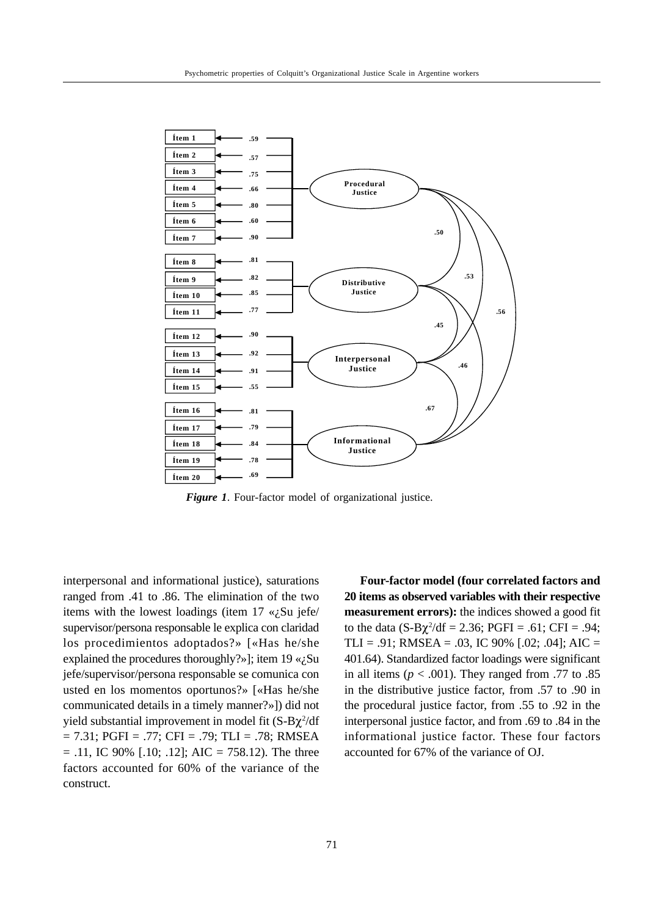*Figure 1*. Four-factor model of organizational justice.

interpersonal and informational justice), saturations ranged from .41 to .86. The elimination of the two items with the lowest loadings (item 17 «¿Su jefe/supervisor/persona responsable le explica con claridad los procedimientos adoptados?» [«Has he/she explained the procedures thoroughly?»]; item 19 «¿Su jefe/supervisor/persona responsable se comunica con usted en los momentos oportunos?» [«Has he/she communicated details in a timely manner?»]) did not yield substantial improvement in model fit (S-B$\chi^2$/df = 7.31; PGFI = .77; CFI = .79; TLI = .78; RMSEA = .11, IC 90% [.10; .12]; AIC = 758.12). The three factors accounted for 60% of the variance of the construct.

**Four-factor model (four correlated factors and 20 items as observed variables with their respective measurement errors):** the indices showed a good fit to the data (S-B$\chi^2$/df = 2.36; PGFI = .61; CFI = .94; TLI = .91; RMSEA = .03, IC 90% [.02; .04]; AIC = 401.64). Standardized factor loadings were significant in all items ($p < .001$). They ranged from .77 to .85 in the distributive justice factor, from .57 to .90 in the procedural justice factor, from .55 to .92 in the interpersonal justice factor, and from .69 to .84 in the informational justice factor. These four factors accounted for 67% of the variance of OJ.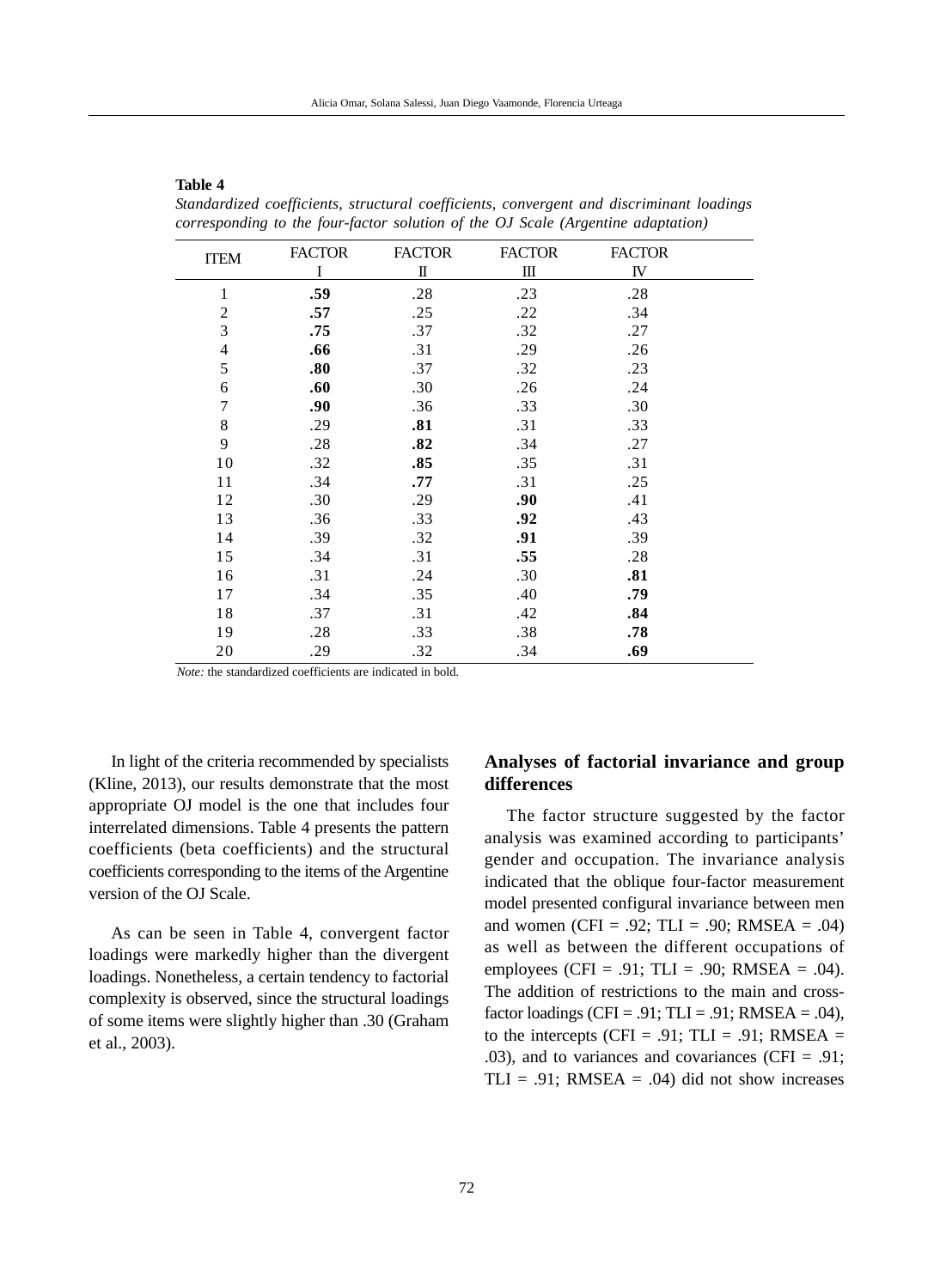**Table 4**

*Standardized coefficients, structural coefficients, convergent and discriminant loadings corresponding to the four-factor solution of the OJ Scale (Argentine adaptation)*

| ITEM | FACTOR I | FACTOR II | FACTOR III | FACTOR IV |
|---|---|---|---|---|
| 1 | **.59** | .28 | .23 | .28 |
| 2 | **.57** | .25 | .22 | .34 |
| 3 | **.75** | .37 | .32 | .27 |
| 4 | **.66** | .31 | .29 | .26 |
| 5 | **.80** | .37 | .32 | .23 |
| 6 | **.60** | .30 | .26 | .24 |
| 7 | **.90** | .36 | .33 | .30 |
| 8 | .29 | **.81** | .31 | .33 |
| 9 | .28 | **.82** | .34 | .27 |
| 10 | .32 | **.85** | .35 | .31 |
| 11 | .34 | **.77** | .31 | .25 |
| 12 | .30 | .29 | **.90** | .41 |
| 13 | .36 | .33 | **.92** | .43 |
| 14 | .39 | .32 | **.91** | .39 |
| 15 | .34 | .31 | **.55** | .28 |
| 16 | .31 | .24 | .30 | **.81** |
| 17 | .34 | .35 | .40 | **.79** |
| 18 | .37 | .31 | .42 | **.84** |
| 19 | .28 | .33 | .38 | **.78** |
| 20 | .29 | .32 | .34 | **.69** |

*Note:* the standardized coefficients are indicated in bold.

In light of the criteria recommended by specialists (Kline, 2013), our results demonstrate that the most appropriate OJ model is the one that includes four interrelated dimensions. Table 4 presents the pattern coefficients (beta coefficients) and the structural coefficients corresponding to the items of the Argentine version of the OJ Scale.

As can be seen in Table 4, convergent factor loadings were markedly higher than the divergent loadings. Nonetheless, a certain tendency to factorial complexity is observed, since the structural loadings of some items were slightly higher than .30 (Graham et al., 2003).

## Analyses of factorial invariance and group differences

The factor structure suggested by the factor analysis was examined according to participants' gender and occupation. The invariance analysis indicated that the oblique four-factor measurement model presented configural invariance between men and women (CFI = .92; TLI = .90; RMSEA = .04) as well as between the different occupations of employees (CFI = .91; TLI = .90; RMSEA = .04). The addition of restrictions to the main and cross-factor loadings (CFI = .91; TLI = .91; RMSEA = .04), to the intercepts (CFI = .91; TLI = .91; RMSEA = .03), and to variances and covariances (CFI = .91; TLI = .91; RMSEA = .04) did not show increases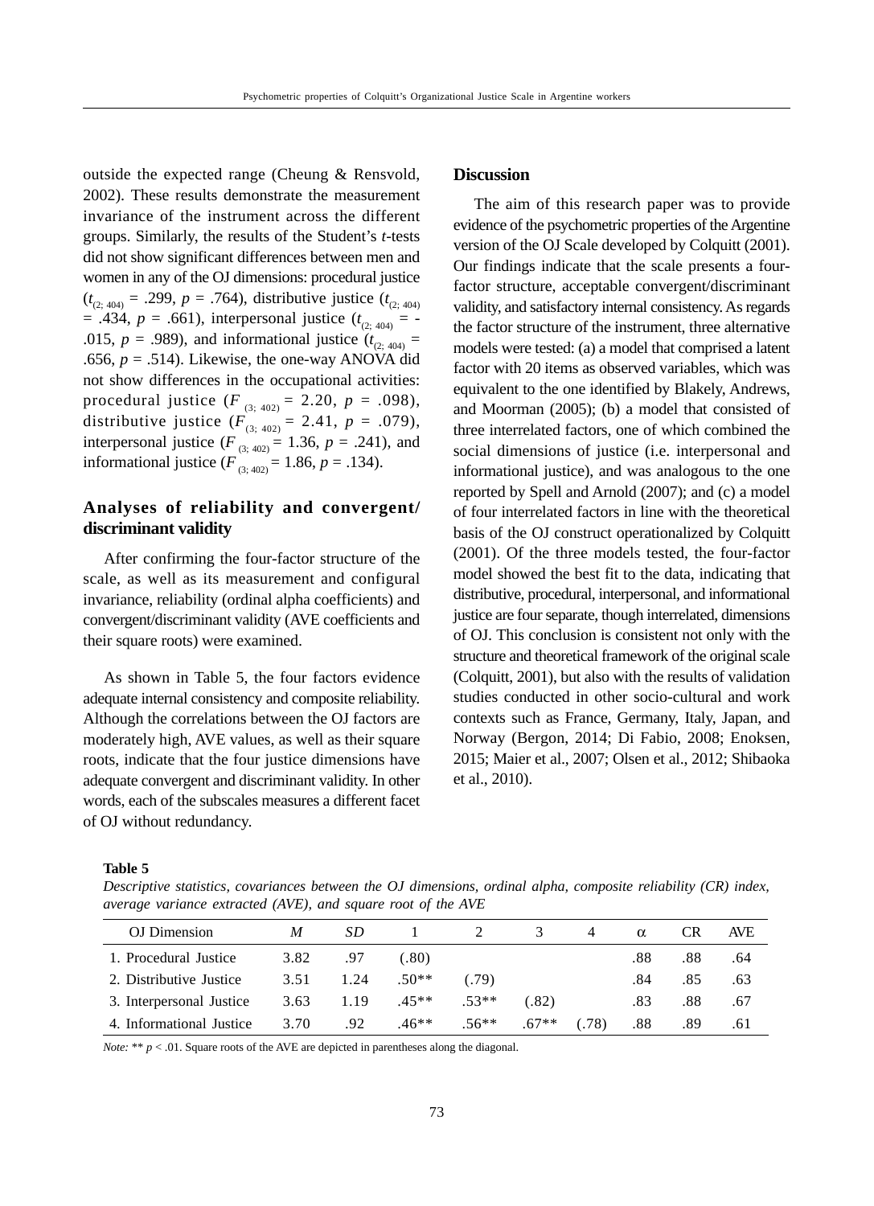outside the expected range (Cheung & Rensvold, 2002). These results demonstrate the measurement invariance of the instrument across the different groups. Similarly, the results of the Student's *t*-tests did not show significant differences between men and women in any of the OJ dimensions: procedural justice ($t_{(2; 404)}$ = .299, $p$ = .764), distributive justice ($t_{(2; 404)}$ = .434, $p$ = .661), interpersonal justice ($t_{(2; 404)}$ = -.015, $p$ = .989), and informational justice ($t_{(2; 404)}$ = .656, $p$ = .514). Likewise, the one-way ANOVA did not show differences in the occupational activities: procedural justice ($F_{(3; 402)}$ = 2.20, $p$ = .098), distributive justice ($F_{(3; 402)}$ = 2.41, $p$ = .079), interpersonal justice ($F_{(3; 402)}$ = 1.36, $p$ = .241), and informational justice ($F_{(3; 402)}$ = 1.86, $p$ = .134).

## Analyses of reliability and convergent/discriminant validity

After confirming the four-factor structure of the scale, as well as its measurement and configural invariance, reliability (ordinal alpha coefficients) and convergent/discriminant validity (AVE coefficients and their square roots) were examined.

As shown in Table 5, the four factors evidence adequate internal consistency and composite reliability. Although the correlations between the OJ factors are moderately high, AVE values, as well as their square roots, indicate that the four justice dimensions have adequate convergent and discriminant validity. In other words, each of the subscales measures a different facet of OJ without redundancy.

## Discussion

The aim of this research paper was to provide evidence of the psychometric properties of the Argentine version of the OJ Scale developed by Colquitt (2001). Our findings indicate that the scale presents a four-factor structure, acceptable convergent/discriminant validity, and satisfactory internal consistency. As regards the factor structure of the instrument, three alternative models were tested: (a) a model that comprised a latent factor with 20 items as observed variables, which was equivalent to the one identified by Blakely, Andrews, and Moorman (2005); (b) a model that consisted of three interrelated factors, one of which combined the social dimensions of justice (i.e. interpersonal and informational justice), and was analogous to the one reported by Spell and Arnold (2007); and (c) a model of four interrelated factors in line with the theoretical basis of the OJ construct operationalized by Colquitt (2001). Of the three models tested, the four-factor model showed the best fit to the data, indicating that distributive, procedural, interpersonal, and informational justice are four separate, though interrelated, dimensions of OJ. This conclusion is consistent not only with the structure and theoretical framework of the original scale (Colquitt, 2001), but also with the results of validation studies conducted in other socio-cultural and work contexts such as France, Germany, Italy, Japan, and Norway (Bergon, 2014; Di Fabio, 2008; Enoksen, 2015; Maier et al., 2007; Olsen et al., 2012; Shibaoka et al., 2010).

**Table 5**

*Descriptive statistics, covariances between the OJ dimensions, ordinal alpha, composite reliability (CR) index, average variance extracted (AVE), and square root of the AVE*

| OJ Dimension | *M* | *SD* | 1 | 2 | 3 | 4 | α | CR | AVE |
|---|---|---|---|---|---|---|---|---|---|
| 1. Procedural Justice | 3.82 | .97 | (.80) | | | | .88 | .88 | .64 |
| 2. Distributive Justice | 3.51 | 1.24 | .50** | (.79) | | | .84 | .85 | .63 |
| 3. Interpersonal Justice | 3.63 | 1.19 | .45** | .53** | (.82) | | .83 | .88 | .67 |
| 4. Informational Justice | 3.70 | .92 | .46** | .56** | .67** | (.78) | .88 | .89 | .61 |

*Note:* ** $p < .01$. Square roots of the AVE are depicted in parentheses along the diagonal.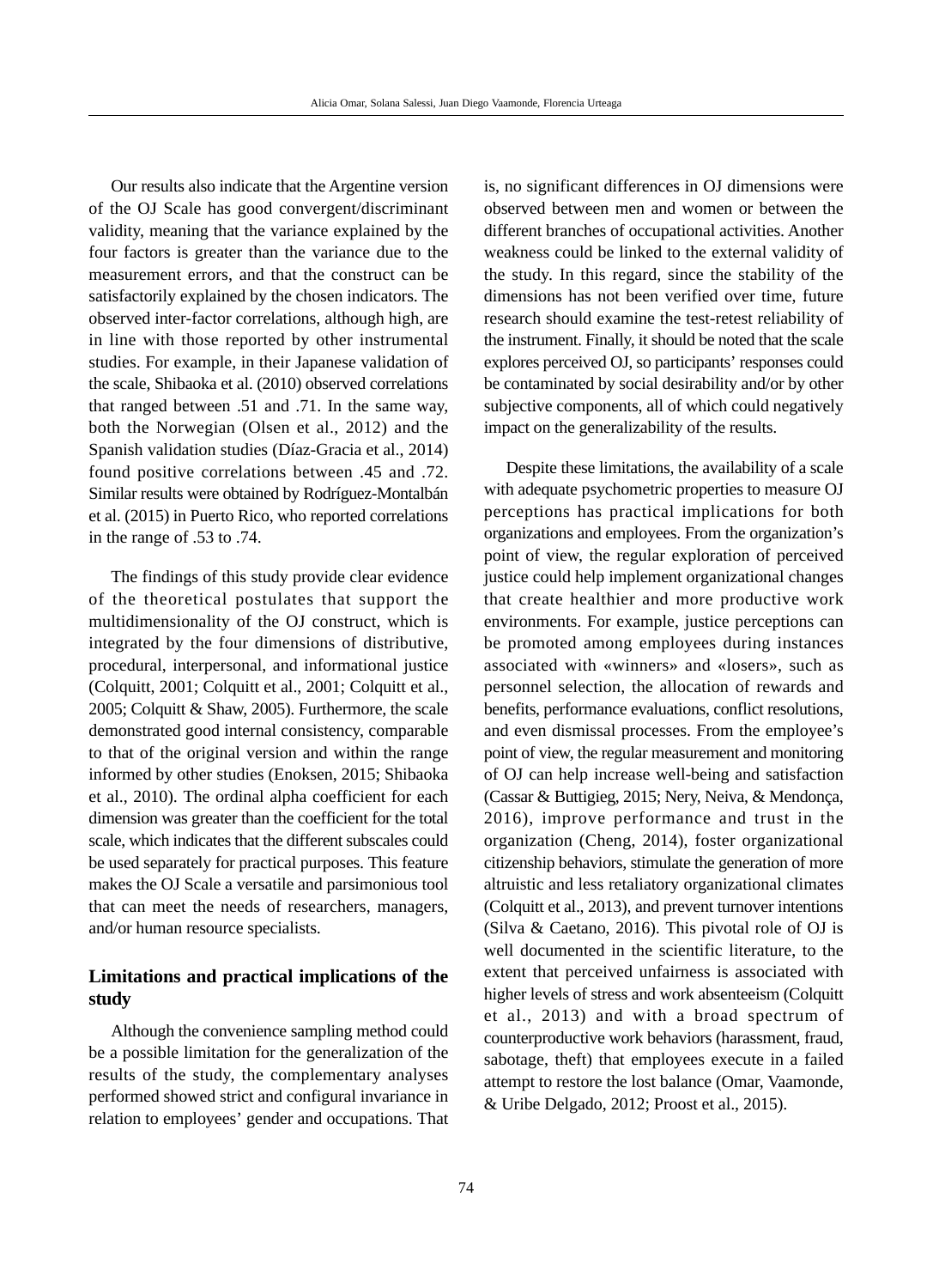Our results also indicate that the Argentine version of the OJ Scale has good convergent/discriminant validity, meaning that the variance explained by the four factors is greater than the variance due to the measurement errors, and that the construct can be satisfactorily explained by the chosen indicators. The observed inter-factor correlations, although high, are in line with those reported by other instrumental studies. For example, in their Japanese validation of the scale, Shibaoka et al. (2010) observed correlations that ranged between .51 and .71. In the same way, both the Norwegian (Olsen et al., 2012) and the Spanish validation studies (Díaz-Gracia et al., 2014) found positive correlations between .45 and .72. Similar results were obtained by Rodríguez-Montalbán et al. (2015) in Puerto Rico, who reported correlations in the range of .53 to .74.

The findings of this study provide clear evidence of the theoretical postulates that support the multidimensionality of the OJ construct, which is integrated by the four dimensions of distributive, procedural, interpersonal, and informational justice (Colquitt, 2001; Colquitt et al., 2001; Colquitt et al., 2005; Colquitt & Shaw, 2005). Furthermore, the scale demonstrated good internal consistency, comparable to that of the original version and within the range informed by other studies (Enoksen, 2015; Shibaoka et al., 2010). The ordinal alpha coefficient for each dimension was greater than the coefficient for the total scale, which indicates that the different subscales could be used separately for practical purposes. This feature makes the OJ Scale a versatile and parsimonious tool that can meet the needs of researchers, managers, and/or human resource specialists.

## Limitations and practical implications of the study

Although the convenience sampling method could be a possible limitation for the generalization of the results of the study, the complementary analyses performed showed strict and configural invariance in relation to employees' gender and occupations. That is, no significant differences in OJ dimensions were observed between men and women or between the different branches of occupational activities. Another weakness could be linked to the external validity of the study. In this regard, since the stability of the dimensions has not been verified over time, future research should examine the test-retest reliability of the instrument. Finally, it should be noted that the scale explores perceived OJ, so participants' responses could be contaminated by social desirability and/or by other subjective components, all of which could negatively impact on the generalizability of the results.

Despite these limitations, the availability of a scale with adequate psychometric properties to measure OJ perceptions has practical implications for both organizations and employees. From the organization's point of view, the regular exploration of perceived justice could help implement organizational changes that create healthier and more productive work environments. For example, justice perceptions can be promoted among employees during instances associated with «winners» and «losers», such as personnel selection, the allocation of rewards and benefits, performance evaluations, conflict resolutions, and even dismissal processes. From the employee's point of view, the regular measurement and monitoring of OJ can help increase well-being and satisfaction (Cassar & Buttigieg, 2015; Nery, Neiva, & Mendonça, 2016), improve performance and trust in the organization (Cheng, 2014), foster organizational citizenship behaviors, stimulate the generation of more altruistic and less retaliatory organizational climates (Colquitt et al., 2013), and prevent turnover intentions (Silva & Caetano, 2016). This pivotal role of OJ is well documented in the scientific literature, to the extent that perceived unfairness is associated with higher levels of stress and work absenteeism (Colquitt et al., 2013) and with a broad spectrum of counterproductive work behaviors (harassment, fraud, sabotage, theft) that employees execute in a failed attempt to restore the lost balance (Omar, Vaamonde, & Uribe Delgado, 2012; Proost et al., 2015).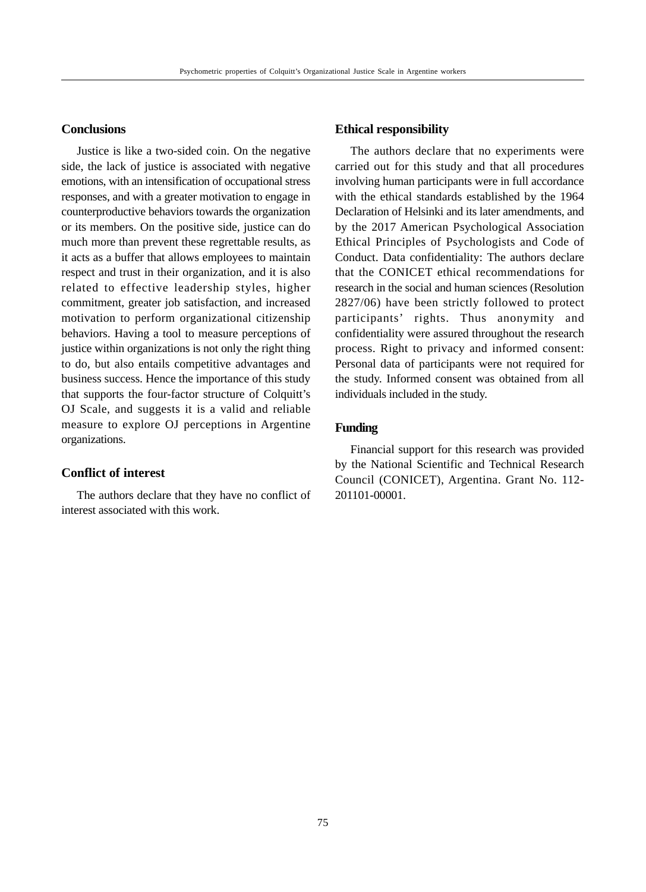## Conclusions

Justice is like a two-sided coin. On the negative side, the lack of justice is associated with negative emotions, with an intensification of occupational stress responses, and with a greater motivation to engage in counterproductive behaviors towards the organization or its members. On the positive side, justice can do much more than prevent these regrettable results, as it acts as a buffer that allows employees to maintain respect and trust in their organization, and it is also related to effective leadership styles, higher commitment, greater job satisfaction, and increased motivation to perform organizational citizenship behaviors. Having a tool to measure perceptions of justice within organizations is not only the right thing to do, but also entails competitive advantages and business success. Hence the importance of this study that supports the four-factor structure of Colquitt's OJ Scale, and suggests it is a valid and reliable measure to explore OJ perceptions in Argentine organizations.

## Conflict of interest

The authors declare that they have no conflict of interest associated with this work.

## Ethical responsibility

The authors declare that no experiments were carried out for this study and that all procedures involving human participants were in full accordance with the ethical standards established by the 1964 Declaration of Helsinki and its later amendments, and by the 2017 American Psychological Association Ethical Principles of Psychologists and Code of Conduct. Data confidentiality: The authors declare that the CONICET ethical recommendations for research in the social and human sciences (Resolution 2827/06) have been strictly followed to protect participants' rights. Thus anonymity and confidentiality were assured throughout the research process. Right to privacy and informed consent: Personal data of participants were not required for the study. Informed consent was obtained from all individuals included in the study.

## Funding

Financial support for this research was provided by the National Scientific and Technical Research Council (CONICET), Argentina. Grant No. 112-201101-00001.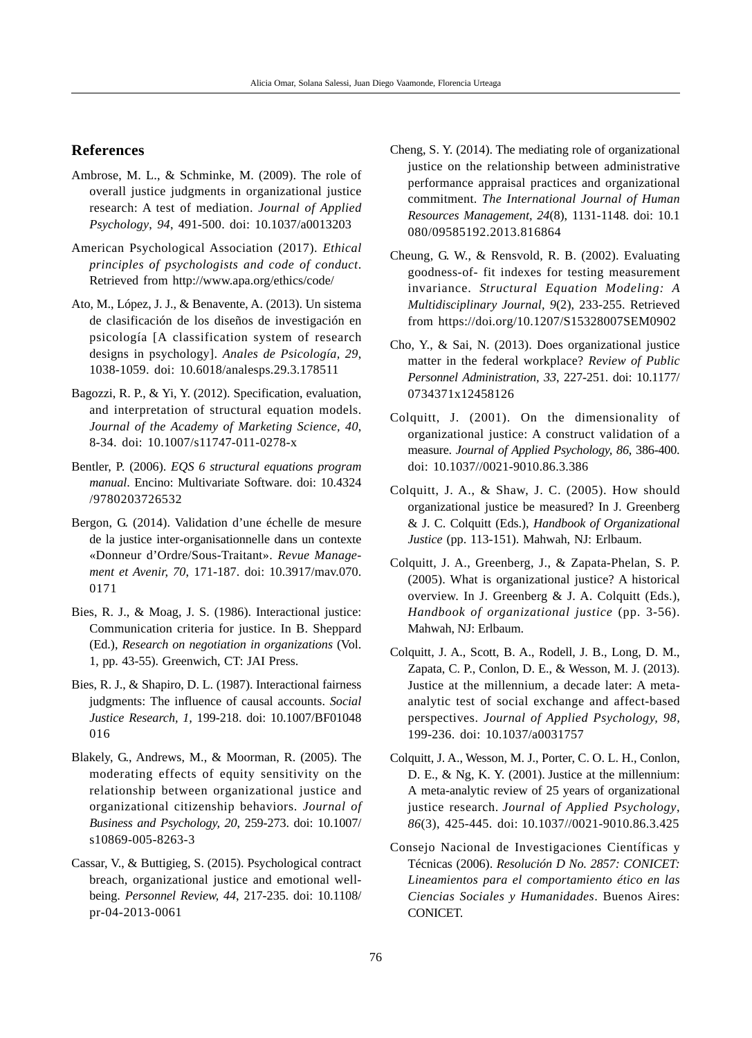## References

Ambrose, M. L., & Schminke, M. (2009). The role of overall justice judgments in organizational justice research: A test of mediation. *Journal of Applied Psychology*, *94*, 491-500. doi: 10.1037/a0013203

American Psychological Association (2017). *Ethical principles of psychologists and code of conduct*. Retrieved from http://www.apa.org/ethics/code/

Ato, M., López, J. J., & Benavente, A. (2013). Un sistema de clasificación de los diseños de investigación en psicología [A classification system of research designs in psychology]. *Anales de Psicología, 29*, 1038-1059. doi: 10.6018/analesps.29.3.178511

Bagozzi, R. P., & Yi, Y. (2012). Specification, evaluation, and interpretation of structural equation models. *Journal of the Academy of Marketing Science, 40*, 8-34. doi: 10.1007/s11747-011-0278-x

Bentler, P. (2006). *EQS 6 structural equations program manual*. Encino: Multivariate Software. doi: 10.4324/9780203726532

Bergon, G. (2014). Validation d'une échelle de mesure de la justice inter-organisationnelle dans un contexte «Donneur d'Ordre/Sous-Traitant». *Revue Management et Avenir, 70*, 171-187. doi: 10.3917/mav.070.0171

Bies, R. J., & Moag, J. S. (1986). Interactional justice: Communication criteria for justice. In B. Sheppard (Ed.), *Research on negotiation in organizations* (Vol. 1, pp. 43-55). Greenwich, CT: JAI Press.

Bies, R. J., & Shapiro, D. L. (1987). Interactional fairness judgments: The influence of causal accounts. *Social Justice Research, 1*, 199-218. doi: 10.1007/BF01048016

Blakely, G., Andrews, M., & Moorman, R. (2005). The moderating effects of equity sensitivity on the relationship between organizational justice and organizational citizenship behaviors. *Journal of Business and Psychology, 20*, 259-273. doi: 10.1007/s10869-005-8263-3

Cassar, V., & Buttigieg, S. (2015). Psychological contract breach, organizational justice and emotional well-being. *Personnel Review, 44*, 217-235. doi: 10.1108/pr-04-2013-0061

Cheng, S. Y. (2014). The mediating role of organizational justice on the relationship between administrative performance appraisal practices and organizational commitment. *The International Journal of Human Resources Management*, *24*(8), 1131-1148. doi: 10.1080/09585192.2013.816864

Cheung, G. W., & Rensvold, R. B. (2002). Evaluating goodness-of- fit indexes for testing measurement invariance. *Structural Equation Modeling: A Multidisciplinary Journal*, *9*(2), 233-255. Retrieved from https://doi.org/10.1207/S15328007SEM0902

Cho, Y., & Sai, N. (2013). Does organizational justice matter in the federal workplace? *Review of Public Personnel Administration*, *33*, 227-251. doi: 10.1177/0734371x12458126

Colquitt, J. (2001). On the dimensionality of organizational justice: A construct validation of a measure. *Journal of Applied Psychology, 86*, 386-400. doi: 10.1037//0021-9010.86.3.386

Colquitt, J. A., & Shaw, J. C. (2005). How should organizational justice be measured? In J. Greenberg & J. C. Colquitt (Eds.), *Handbook of Organizational Justice* (pp. 113-151). Mahwah, NJ: Erlbaum.

Colquitt, J. A., Greenberg, J., & Zapata-Phelan, S. P. (2005). What is organizational justice? A historical overview. In J. Greenberg & J. A. Colquitt (Eds.), *Handbook of organizational justice* (pp. 3-56). Mahwah, NJ: Erlbaum.

Colquitt, J. A., Scott, B. A., Rodell, J. B., Long, D. M., Zapata, C. P., Conlon, D. E., & Wesson, M. J. (2013). Justice at the millennium, a decade later: A meta-analytic test of social exchange and affect-based perspectives. *Journal of Applied Psychology, 98*, 199-236. doi: 10.1037/a0031757

Colquitt, J. A., Wesson, M. J., Porter, C. O. L. H., Conlon, D. E., & Ng, K. Y. (2001). Justice at the millennium: A meta-analytic review of 25 years of organizational justice research. *Journal of Applied Psychology*, *86*(3), 425-445. doi: 10.1037//0021-9010.86.3.425

Consejo Nacional de Investigaciones Científicas y Técnicas (2006). *Resolución D No. 2857: CONICET: Lineamientos para el comportamiento ético en las Ciencias Sociales y Humanidades*. Buenos Aires: CONICET.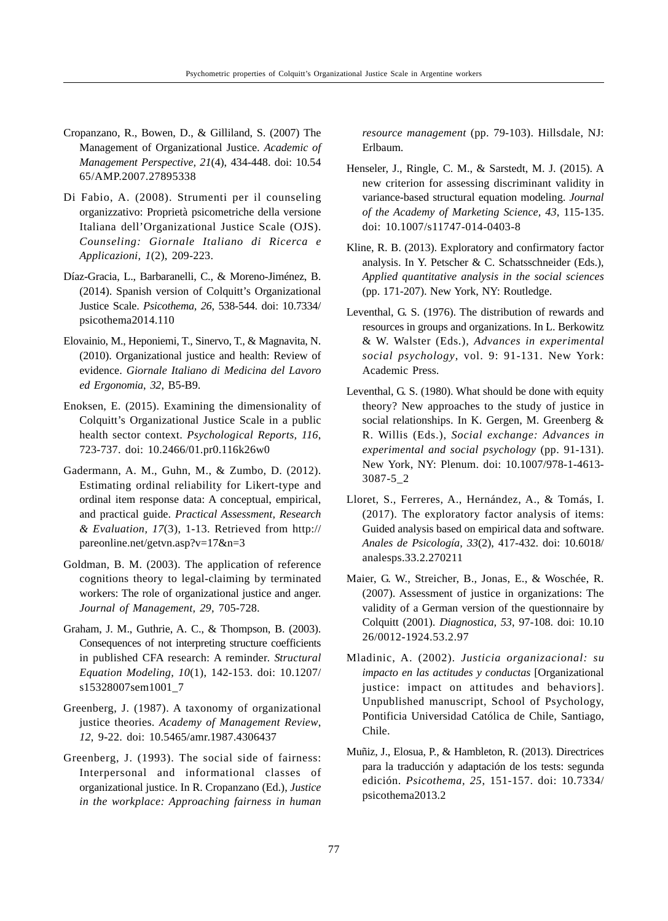Cropanzano, R., Bowen, D., & Gilliland, S. (2007) The Management of Organizational Justice. *Academic of Management Perspective, 21*(4), 434-448. doi: 10.5465/AMP.2007.27895338

Di Fabio, A. (2008). Strumenti per il counseling organizzativo: Proprietà psicometriche della versione Italiana dell'Organizational Justice Scale (OJS). *Counseling: Giornale Italiano di Ricerca e Applicazioni, 1*(2), 209-223.

Díaz-Gracia, L., Barbaranelli, C., & Moreno-Jiménez, B. (2014). Spanish version of Colquitt's Organizational Justice Scale. *Psicothema, 26*, 538-544. doi: 10.7334/psicothema2014.110

Elovainio, M., Heponiemi, T., Sinervo, T., & Magnavita, N. (2010). Organizational justice and health: Review of evidence. *Giornale Italiano di Medicina del Lavoro ed Ergonomia*, *32*, B5-B9.

Enoksen, E. (2015). Examining the dimensionality of Colquitt's Organizational Justice Scale in a public health sector context. *Psychological Reports, 116*, 723-737. doi: 10.2466/01.pr0.116k26w0

Gadermann, A. M., Guhn, M., & Zumbo, D. (2012). Estimating ordinal reliability for Likert-type and ordinal item response data: A conceptual, empirical, and practical guide. *Practical Assessment, Research & Evaluation, 17*(3), 1-13. Retrieved from http://pareonline.net/getvn.asp?v=17&n=3

Goldman, B. M. (2003). The application of reference cognitions theory to legal-claiming by terminated workers: The role of organizational justice and anger. *Journal of Management, 29*, 705-728.

Graham, J. M., Guthrie, A. C., & Thompson, B. (2003). Consequences of not interpreting structure coefficients in published CFA research: A reminder. *Structural Equation Modeling, 10*(1), 142-153. doi: 10.1207/s15328007sem1001_7

Greenberg, J. (1987). A taxonomy of organizational justice theories. *Academy of Management Review*, *12*, 9-22. doi: 10.5465/amr.1987.4306437

Greenberg, J. (1993). The social side of fairness: Interpersonal and informational classes of organizational justice. In R. Cropanzano (Ed.), *Justice in the workplace: Approaching fairness in human resource management* (pp. 79-103). Hillsdale, NJ: Erlbaum.

Henseler, J., Ringle, C. M., & Sarstedt, M. J. (2015). A new criterion for assessing discriminant validity in variance-based structural equation modeling. *Journal of the Academy of Marketing Science, 43*, 115-135. doi: 10.1007/s11747-014-0403-8

Kline, R. B. (2013). Exploratory and confirmatory factor analysis. In Y. Petscher & C. Schatsschneider (Eds.), *Applied quantitative analysis in the social sciences* (pp. 171-207). New York, NY: Routledge.

Leventhal, G. S. (1976). The distribution of rewards and resources in groups and organizations. In L. Berkowitz & W. Walster (Eds.), *Advances in experimental social psychology*, vol. 9: 91-131. New York: Academic Press.

Leventhal, G. S. (1980). What should be done with equity theory? New approaches to the study of justice in social relationships. In K. Gergen, M. Greenberg & R. Willis (Eds.), *Social exchange: Advances in experimental and social psychology* (pp. 91-131). New York, NY: Plenum. doi: 10.1007/978-1-4613-3087-5_2

Lloret, S., Ferreres, A., Hernández, A., & Tomás, I. (2017). The exploratory factor analysis of items: Guided analysis based on empirical data and software. *Anales de Psicología, 33*(2), 417-432. doi: 10.6018/analesps.33.2.270211

Maier, G. W., Streicher, B., Jonas, E., & Woschée, R. (2007). Assessment of justice in organizations: The validity of a German version of the questionnaire by Colquitt (2001). *Diagnostica, 53*, 97-108. doi: 10.1026/0012-1924.53.2.97

Mladinic, A. (2002). *Justicia organizacional: su impacto en las actitudes y conductas* [Organizational justice: impact on attitudes and behaviors]. Unpublished manuscript, School of Psychology, Pontificia Universidad Católica de Chile, Santiago, Chile.

Muñiz, J., Elosua, P., & Hambleton, R. (2013). Directrices para la traducción y adaptación de los tests: segunda edición. *Psicothema*, *25*, 151-157. doi: 10.7334/psicothema2013.2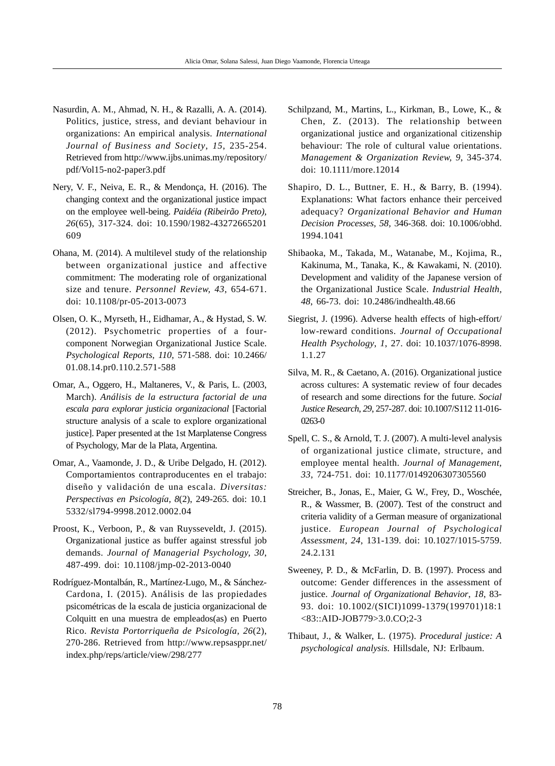Nasurdin, A. M., Ahmad, N. H., & Razalli, A. A. (2014). Politics, justice, stress, and deviant behaviour in organizations: An empirical analysis. *International Journal of Business and Society*, *15*, 235-254. Retrieved from http://www.ijbs.unimas.my/repository/pdf/Vol15-no2-paper3.pdf

Nery, V. F., Neiva, E. R., & Mendonça, H. (2016). The changing context and the organizational justice impact on the employee well-being. *Paidéia (Ribeirão Preto)*, *26*(65), 317-324. doi: 10.1590/1982-43272665201609

Ohana, M. (2014). A multilevel study of the relationship between organizational justice and affective commitment: The moderating role of organizational size and tenure. *Personnel Review*, *43*, 654-671. doi: 10.1108/pr-05-2013-0073

Olsen, O. K., Myrseth, H., Eidhamar, A., & Hystad, S. W. (2012). Psychometric properties of a four-component Norwegian Organizational Justice Scale. *Psychological Reports*, *110*, 571-588. doi: 10.2466/01.08.14.pr0.110.2.571-588

Omar, A., Oggero, H., Maltaneres, V., & Paris, L. (2003, March). *Análisis de la estructura factorial de una escala para explorar justicia organizacional* [Factorial structure analysis of a scale to explore organizational justice]. Paper presented at the 1st Marplatense Congress of Psychology, Mar de la Plata, Argentina.

Omar, A., Vaamonde, J. D., & Uribe Delgado, H. (2012). Comportamientos contraproducentes en el trabajo: diseño y validación de una escala. *Diversitas: Perspectivas en Psicología, 8*(2), 249-265. doi: 10.15332/sl794-9998.2012.0002.04

Proost, K., Verboon, P., & van Ruysseveldt, J. (2015). Organizational justice as buffer against stressful job demands. *Journal of Managerial Psychology, 30*, 487-499. doi: 10.1108/jmp-02-2013-0040

Rodríguez-Montalbán, R., Martínez-Lugo, M., & Sánchez-Cardona, I. (2015). Análisis de las propiedades psicométricas de la escala de justicia organizacional de Colquitt en una muestra de empleados(as) en Puerto Rico. *Revista Portorriqueña de Psicología*, *26*(2), 270-286. Retrieved from http://www.repsasppr.net/index.php/reps/article/view/298/277

Schilpzand, M., Martins, L., Kirkman, B., Lowe, K., & Chen, Z. (2013). The relationship between organizational justice and organizational citizenship behaviour: The role of cultural value orientations. *Management & Organization Review, 9*, 345-374. doi: 10.1111/more.12014

Shapiro, D. L., Buttner, E. H., & Barry, B. (1994). Explanations: What factors enhance their perceived adequacy? *Organizational Behavior and Human Decision Processes, 58*, 346-368. doi: 10.1006/obhd.1994.1041

Shibaoka, M., Takada, M., Watanabe, M., Kojima, R., Kakinuma, M., Tanaka, K., & Kawakami, N. (2010). Development and validity of the Japanese version of the Organizational Justice Scale. *Industrial Health, 48*, 66-73. doi: 10.2486/indhealth.48.66

Siegrist, J. (1996). Adverse health effects of high-effort/low-reward conditions. *Journal of Occupational Health Psychology*, *1*, 27. doi: 10.1037/1076-8998.1.1.27

Silva, M. R., & Caetano, A. (2016). Organizational justice across cultures: A systematic review of four decades of research and some directions for the future. *Social Justice Research*, *29*, 257-287. doi: 10.1007/S112 11-016-0263-0

Spell, C. S., & Arnold, T. J. (2007). A multi-level analysis of organizational justice climate, structure, and employee mental health. *Journal of Management, 33*, 724-751. doi: 10.1177/0149206307305560

Streicher, B., Jonas, E., Maier, G. W., Frey, D., Woschée, R., & Wassmer, B. (2007). Test of the construct and criteria validity of a German measure of organizational justice. *European Journal of Psychological Assessment, 24*, 131-139. doi: 10.1027/1015-5759.24.2.131

Sweeney, P. D., & McFarlin, D. B. (1997). Process and outcome: Gender differences in the assessment of justice. *Journal of Organizational Behavior*, *18*, 83-93. doi: 10.1002/(SICI)1099-1379(199701)18:1<83::AID-JOB779>3.0.CO;2-3

Thibaut, J., & Walker, L. (1975). *Procedural justice: A psychological analysis.* Hillsdale, NJ: Erlbaum.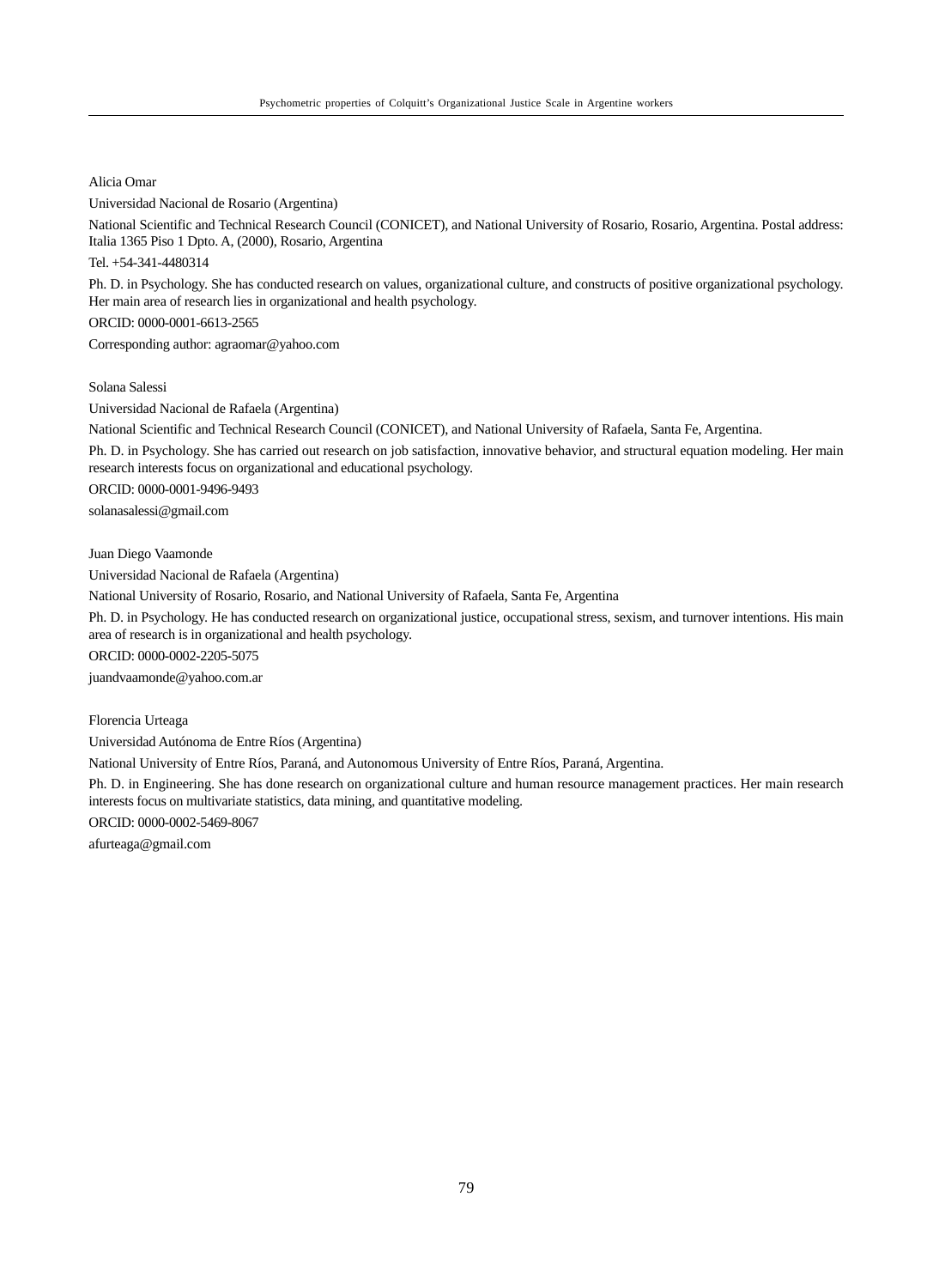Alicia Omar

Universidad Nacional de Rosario (Argentina)

National Scientific and Technical Research Council (CONICET), and National University of Rosario, Rosario, Argentina. Postal address: Italia 1365 Piso 1 Dpto. A, (2000), Rosario, Argentina

Tel. +54-341-4480314

Ph. D. in Psychology. She has conducted research on values, organizational culture, and constructs of positive organizational psychology. Her main area of research lies in organizational and health psychology.

ORCID: 0000-0001-6613-2565

Corresponding author: agraomar@yahoo.com

Solana Salessi

Universidad Nacional de Rafaela (Argentina)

National Scientific and Technical Research Council (CONICET), and National University of Rafaela, Santa Fe, Argentina.

Ph. D. in Psychology. She has carried out research on job satisfaction, innovative behavior, and structural equation modeling. Her main research interests focus on organizational and educational psychology.

ORCID: 0000-0001-9496-9493

solanasalessi@gmail.com

Juan Diego Vaamonde

Universidad Nacional de Rafaela (Argentina)

National University of Rosario, Rosario, and National University of Rafaela, Santa Fe, Argentina

Ph. D. in Psychology. He has conducted research on organizational justice, occupational stress, sexism, and turnover intentions. His main area of research is in organizational and health psychology.

ORCID: 0000-0002-2205-5075

juandvaamonde@yahoo.com.ar

Florencia Urteaga

Universidad Autónoma de Entre Ríos (Argentina)

National University of Entre Ríos, Paraná, and Autonomous University of Entre Ríos, Paraná, Argentina.

Ph. D. in Engineering. She has done research on organizational culture and human resource management practices. Her main research interests focus on multivariate statistics, data mining, and quantitative modeling.

ORCID: 0000-0002-5469-8067

afurteaga@gmail.com